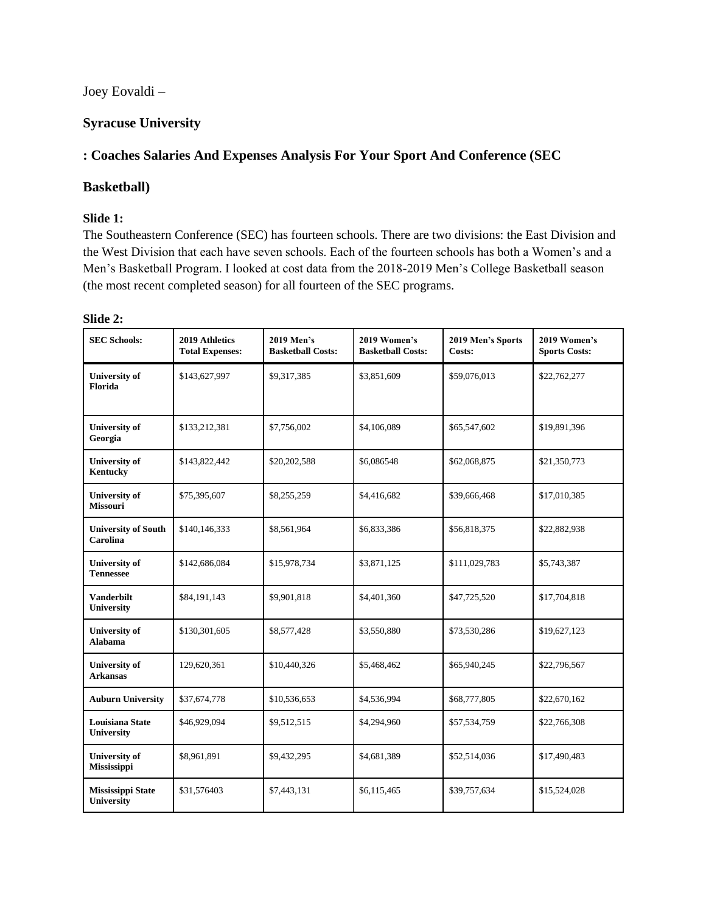Joey Eovaldi –

## Syracuse University

## : Coaches Salaries And Expenses Analysis For Your Sport And Conference (SEC Basketball)

**Slide 1:**

The Southeastern Conference (SEC) has fourteen schools. There are two divisions: the East Division and the West Division that each have seven schools. Each of the fourteen schools has both a Women's and a Men's Basketball Program. I looked at cost data from the 2018-2019 Men's College Basketball season (the most recent completed season) for all fourteen of the SEC programs.

**Slide 2:**

| SEC Schools: | 2019 Athletics Total Expenses: | 2019 Men's Basketball Costs: | 2019 Women's Basketball Costs: | 2019 Men's Sports Costs: | 2019 Women's Sports Costs: |
|---|---|---|---|---|---|
| **University of Florida** | $143,627,997 | $9,317,385 | $3,851,609 | $59,076,013 | $22,762,277 |
| **University of Georgia** | $133,212,381 | $7,756,002 | $4,106,089 | $65,547,602 | $19,891,396 |
| **University of Kentucky** | $143,822,442 | $20,202,588 | $6,086548 | $62,068,875 | $21,350,773 |
| **University of Missouri** | $75,395,607 | $8,255,259 | $4,416,682 | $39,666,468 | $17,010,385 |
| **University of South Carolina** | $140,146,333 | $8,561,964 | $6,833,386 | $56,818,375 | $22,882,938 |
| **University of Tennessee** | $142,686,084 | $15,978,734 | $3,871,125 | $111,029,783 | $5,743,387 |
| **Vanderbilt University** | $84,191,143 | $9,901,818 | $4,401,360 | $47,725,520 | $17,704,818 |
| **University of Alabama** | $130,301,605 | $8,577,428 | $3,550,880 | $73,530,286 | $19,627,123 |
| **University of Arkansas** | 129,620,361 | $10,440,326 | $5,468,462 | $65,940,245 | $22,796,567 |
| **Auburn University** | $37,674,778 | $10,536,653 | $4,536,994 | $68,777,805 | $22,670,162 |
| **Louisiana State University** | $46,929,094 | $9,512,515 | $4,294,960 | $57,534,759 | $22,766,308 |
| **University of Mississippi** | $8,961,891 | $9,432,295 | $4,681,389 | $52,514,036 | $17,490,483 |
| **Mississippi State University** | $31,576403 | $7,443,131 | $6,115,465 | $39,757,634 | $15,524,028 |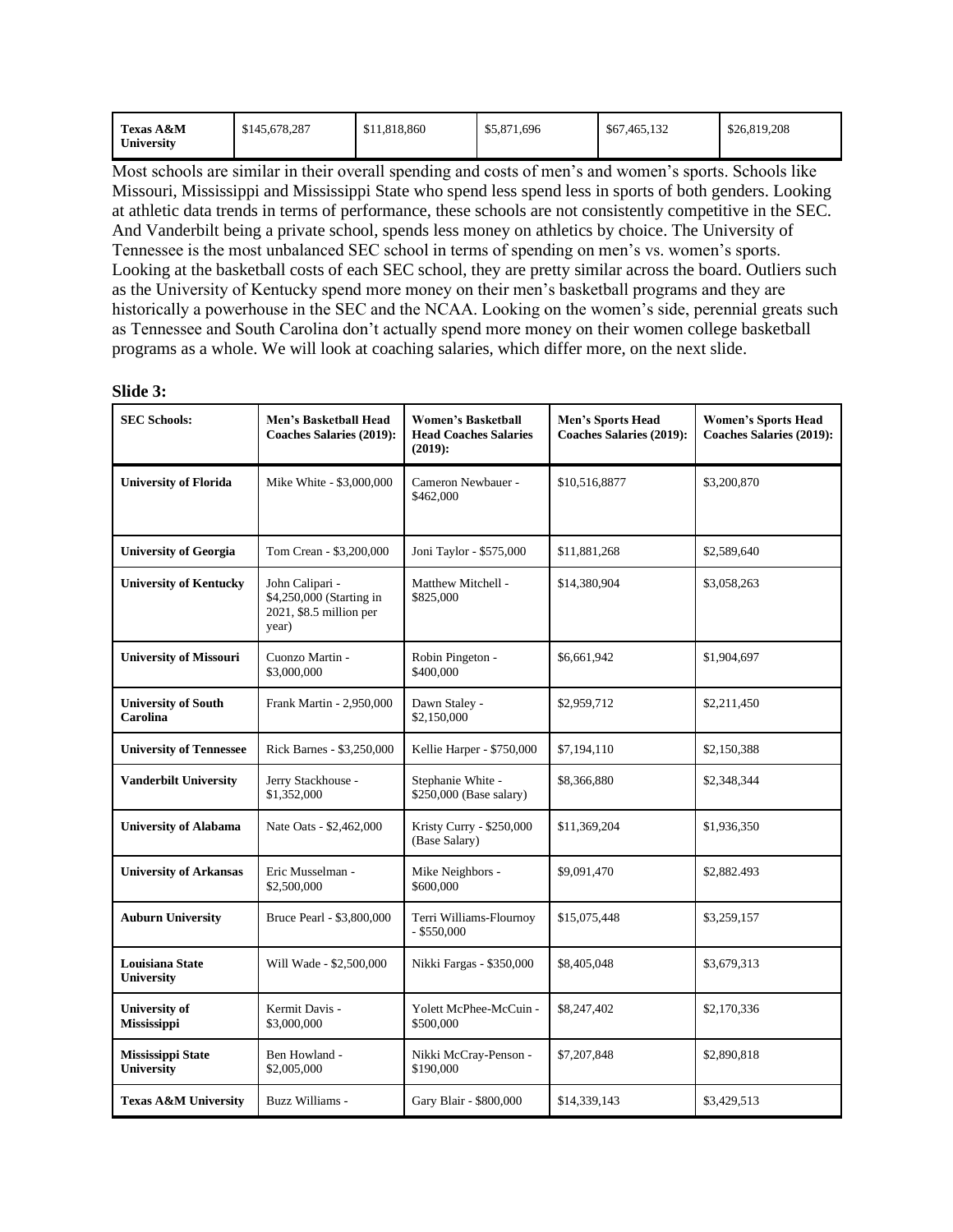| Texas A&M University | $145,678,287 | $11,818,860 | $5,871,696 | $67,465,132 | $26,819,208 |
|---|---|---|---|---|---|

Most schools are similar in their overall spending and costs of men's and women's sports. Schools like Missouri, Mississippi and Mississippi State who spend less spend less in sports of both genders. Looking at athletic data trends in terms of performance, these schools are not consistently competitive in the SEC. And Vanderbilt being a private school, spends less money on athletics by choice. The University of Tennessee is the most unbalanced SEC school in terms of spending on men's vs. women's sports. Looking at the basketball costs of each SEC school, they are pretty similar across the board. Outliers such as the University of Kentucky spend more money on their men's basketball programs and they are historically a powerhouse in the SEC and the NCAA. Looking on the women's side, perennial greats such as Tennessee and South Carolina don't actually spend more money on their women college basketball programs as a whole. We will look at coaching salaries, which differ more, on the next slide.

**Slide 3:**

| SEC Schools: | Men's Basketball Head Coaches Salaries (2019): | Women's Basketball Head Coaches Salaries (2019): | Men's Sports Head Coaches Salaries (2019): | Women's Sports Head Coaches Salaries (2019): |
|---|---|---|---|---|
| University of Florida | Mike White - $3,000,000 | Cameron Newbauer - $462,000 | $10,516,8877 | $3,200,870 |
| University of Georgia | Tom Crean - $3,200,000 | Joni Taylor - $575,000 | $11,881,268 | $2,589,640 |
| University of Kentucky | John Calipari - $4,250,000 (Starting in 2021, $8.5 million per year) | Matthew Mitchell - $825,000 | $14,380,904 | $3,058,263 |
| University of Missouri | Cuonzo Martin - $3,000,000 | Robin Pingeton - $400,000 | $6,661,942 | $1,904,697 |
| University of South Carolina | Frank Martin - 2,950,000 | Dawn Staley - $2,150,000 | $2,959,712 | $2,211,450 |
| University of Tennessee | Rick Barnes - $3,250,000 | Kellie Harper - $750,000 | $7,194,110 | $2,150,388 |
| Vanderbilt University | Jerry Stackhouse - $1,352,000 | Stephanie White - $250,000 (Base salary) | $8,366,880 | $2,348,344 |
| University of Alabama | Nate Oats - $2,462,000 | Kristy Curry - $250,000 (Base Salary) | $11,369,204 | $1,936,350 |
| University of Arkansas | Eric Musselman - $2,500,000 | Mike Neighbors - $600,000 | $9,091,470 | $2,882.493 |
| Auburn University | Bruce Pearl - $3,800,000 | Terri Williams-Flournoy - $550,000 | $15,075,448 | $3,259,157 |
| Louisiana State University | Will Wade - $2,500,000 | Nikki Fargas - $350,000 | $8,405,048 | $3,679,313 |
| University of Mississippi | Kermit Davis - $3,000,000 | Yolett McPhee-McCuin - $500,000 | $8,247,402 | $2,170,336 |
| Mississippi State University | Ben Howland - $2,005,000 | Nikki McCray-Penson - $190,000 | $7,207,848 | $2,890,818 |
| Texas A&M University | Buzz Williams - | Gary Blair - $800,000 | $14,339,143 | $3,429,513 |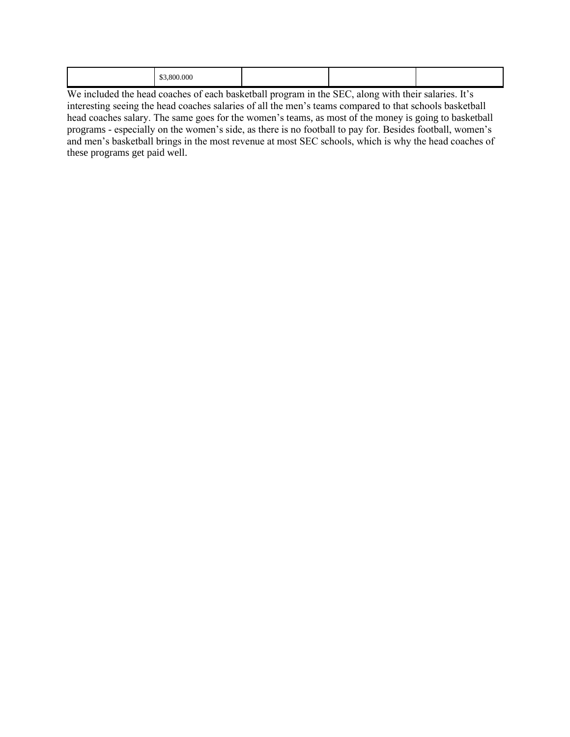| | | | | |
|---|---|---|---|---|
| | \$3,800.000 | | | |

We included the head coaches of each basketball program in the SEC, along with their salaries. It's interesting seeing the head coaches salaries of all the men's teams compared to that schools basketball head coaches salary. The same goes for the women's teams, as most of the money is going to basketball programs - especially on the women's side, as there is no football to pay for. Besides football, women's and men's basketball brings in the most revenue at most SEC schools, which is why the head coaches of these programs get paid well.